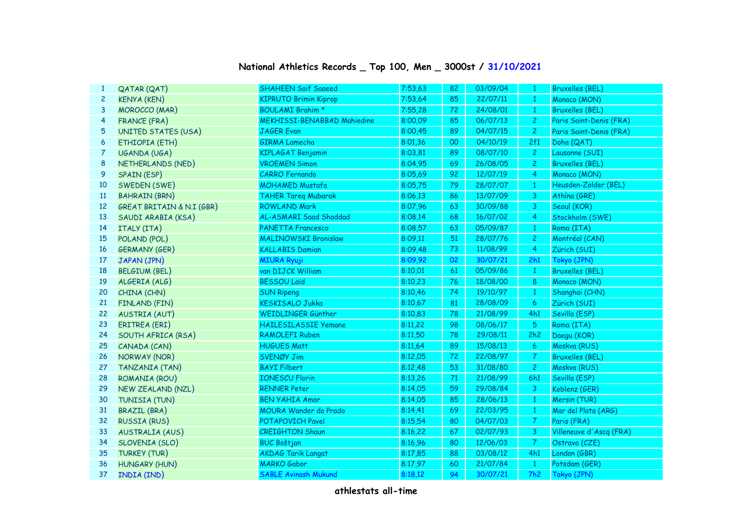# National Athletics Records _ Top 100, Men _ 3000st / 31/10/2021

| | | | | | | | |
|---|---|---|---|---|---|---|---|
| 1 | QATAR (QAT) | SHAHEEN Saif Saaeed | 7:53,63 | 82 | 03/09/04 | 1 | Bruxelles (BEL) |
| 2 | KENYA (KEN) | KIPRUTO Brimin Kiprop | 7:53,64 | 85 | 22/07/11 | 1 | Monaco (MON) |
| 3 | MOROCCO (MAR) | BOULAMI Brahim * | 7:55,28 | 72 | 24/08/01 | 1 | Bruxelles (BEL) |
| 4 | FRANCE (FRA) | MEKHISSI-BENABBAD Mahiedine | 8:00,09 | 85 | 06/07/13 | 2 | Paris Saint-Denis (FRA) |
| 5 | UNITED STATES (USA) | JAGER Evan | 8:00,45 | 89 | 04/07/15 | 2 | Paris Saint-Denis (FRA) |
| 6 | ETHIOPIA (ETH) | GIRMA Lamecha | 8:01,36 | 00 | 04/10/19 | 2f1 | Doha (QAT) |
| 7 | UGANDA (UGA) | KIPLAGAT Benjamin | 8:03,81 | 89 | 08/07/10 | 2 | Lausanne (SUI) |
| 8 | NETHERLANDS (NED) | VROEMEN Simon | 8:04,95 | 69 | 26/08/05 | 2 | Bruxelles (BEL) |
| 9 | SPAIN (ESP) | CARRO Fernando | 8:05,69 | 92 | 12/07/19 | 4 | Monaco (MON) |
| 10 | SWEDEN (SWE) | MOHAMED Mustafa | 8:05,75 | 79 | 28/07/07 | 1 | Heusden-Zolder (BEL) |
| 11 | BAHRAIN (BRN) | TAHER Tareq Mubarak | 8:06,13 | 86 | 13/07/09 | 3 | Athína (GRE) |
| 12 | GREAT BRITAIN & N.I (GBR) | ROWLAND Mark | 8:07,96 | 63 | 30/09/88 | 3 | Seoul (KOR) |
| 13 | SAUDI ARABIA (KSA) | AL-ASMARI Saad Shaddad | 8:08,14 | 68 | 16/07/02 | 4 | Stockholm (SWE) |
| 14 | ITALY (ITA) | PANETTA Francesco | 8:08,57 | 63 | 05/09/87 | 1 | Roma (ITA) |
| 15 | POLAND (POL) | MALINOWSKI Bronislaw | 8:09,11 | 51 | 28/07/76 | 2 | Montréal (CAN) |
| 16 | GERMANY (GER) | KALLABIS Damian | 8:09,48 | 73 | 11/08/99 | 4 | Zürich (SUI) |
| 17 | JAPAN (JPN) | MIURA Ryuji | 8:09,92 | 02 | 30/07/21 | 2h1 | Tokyo (JPN) |
| 18 | BELGIUM (BEL) | van DIJCK William | 8:10,01 | 61 | 05/09/86 | 1 | Bruxelles (BEL) |
| 19 | ALGERIA (ALG) | BESSOU Laïd | 8:10,23 | 76 | 18/08/00 | 8 | Monaco (MON) |
| 20 | CHINA (CHN) | SUN Ripeng | 8:10,46 | 74 | 19/10/97 | 1 | Shanghai (CHN) |
| 21 | FINLAND (FIN) | KESKISALO Jukka | 8:10,67 | 81 | 28/08/09 | 6 | Zürich (SUI) |
| 22 | AUSTRIA (AUT) | WEIDLINGER Günther | 8:10,83 | 78 | 21/08/99 | 4h1 | Sevilla (ESP) |
| 23 | ERITREA (ERI) | HAILESILASSIE Yemane | 8:11,22 | 98 | 08/06/17 | 5 | Roma (ITA) |
| 24 | SOUTH AFRICA (RSA) | RAMOLEFI Ruben | 8:11,50 | 78 | 29/08/11 | 2h2 | Daegu (KOR) |
| 25 | CANADA (CAN) | HUGUES Matt | 8:11,64 | 89 | 15/08/13 | 6 | Moskva (RUS) |
| 26 | NORWAY (NOR) | SVENØY Jim | 8:12,05 | 72 | 22/08/97 | 7 | Bruxelles (BEL) |
| 27 | TANZANIA (TAN) | BAYI Filbert | 8:12,48 | 53 | 31/08/80 | 2 | Moskva (RUS) |
| 28 | ROMANIA (ROU) | IONESCU Florin | 8:13,26 | 71 | 21/08/99 | 6h1 | Sevilla (ESP) |
| 29 | NEW ZEALAND (NZL) | RENNER Peter | 8:14,05 | 59 | 29/08/84 | 3 | Koblenz (GER) |
| 30 | TUNISIA (TUN) | BEN YAHIA Amor | 8:14,05 | 85 | 28/06/13 | 1 | Mersin (TUR) |
| 31 | BRAZIL (BRA) | MOURA Wander do Prado | 8:14,41 | 69 | 22/03/95 | 1 | Mar del Plata (ARG) |
| 32 | RUSSIA (RUS) | POTAPOVICH Pavel | 8:15,54 | 80 | 04/07/03 | 7 | Paris (FRA) |
| 33 | AUSTRALIA (AUS) | CREIGHTON Shaun | 8:16,22 | 67 | 02/07/93 | 3 | Villeneuve d'Ascq (FRA) |
| 34 | SLOVENIA (SLO) | BUC Boštjan | 8:16,96 | 80 | 12/06/03 | 7 | Ostrava (CZE) |
| 35 | TURKEY (TUR) | AKDAG Tarik Langat | 8:17,85 | 88 | 03/08/12 | 4h1 | London (GBR) |
| 36 | HUNGARY (HUN) | MARKO Gabor | 8:17,97 | 60 | 21/07/84 | 1 | Potsdam (GER) |
| 37 | INDIA (IND) | SABLE Avinash Mukund | 8:18,12 | 94 | 30/07/21 | 7h2 | Tokyo (JPN) |

athlestats all-time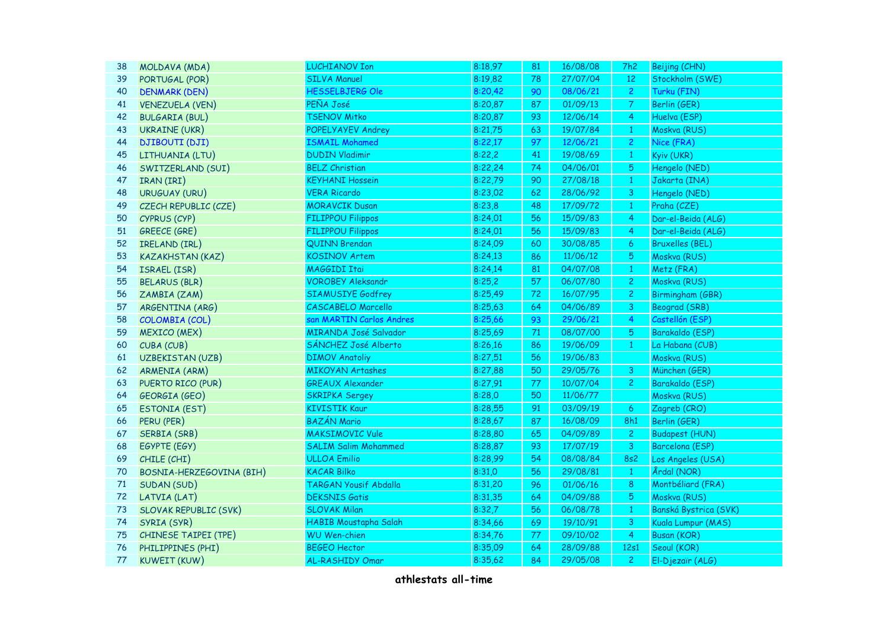| 38 | MOLDAVA (MDA) | LUCHIANOV Ion | 8:18,97 | 81 | 16/08/08 | 7h2 | Beijing (CHN) |
|---|---|---|---|---|---|---|---|
| 39 | PORTUGAL (POR) | SILVA Manuel | 8:19,82 | 78 | 27/07/04 | 12 | Stockholm (SWE) |
| 40 | DENMARK (DEN) | HESSELBJERG Ole | 8:20,42 | 90 | 08/06/21 | 2 | Turku (FIN) |
| 41 | VENEZUELA (VEN) | PEÑA José | 8:20,87 | 87 | 01/09/13 | 7 | Berlin (GER) |
| 42 | BULGARIA (BUL) | TSENOV Mitko | 8:20,87 | 93 | 12/06/14 | 4 | Huelva (ESP) |
| 43 | UKRAINE (UKR) | POPELYAYEV Andrey | 8:21,75 | 63 | 19/07/84 | 1 | Moskva (RUS) |
| 44 | DJIBOUTI (DJI) | ISMAIL Mohamed | 8:22,17 | 97 | 12/06/21 | 2 | Nice (FRA) |
| 45 | LITHUANIA (LTU) | DUDIN Vladimir | 8:22,2 | 41 | 19/08/69 | 1 | Kyiv (UKR) |
| 46 | SWITZERLAND (SUI) | BELZ Christian | 8:22,24 | 74 | 04/06/01 | 5 | Hengelo (NED) |
| 47 | IRAN (IRI) | KEYHANI Hossein | 8:22,79 | 90 | 27/08/18 | 1 | Jakarta (INA) |
| 48 | URUGUAY (URU) | VERA Ricardo | 8:23,02 | 62 | 28/06/92 | 3 | Hengelo (NED) |
| 49 | CZECH REPUBLIC (CZE) | MORAVCIK Dusan | 8:23,8 | 48 | 17/09/72 | 1 | Praha (CZE) |
| 50 | CYPRUS (CYP) | FILIPPOU Filippos | 8:24,01 | 56 | 15/09/83 | 4 | Dar-el-Beida (ALG) |
| 51 | GREECE (GRE) | FILIPPOU Filippos | 8:24,01 | 56 | 15/09/83 | 4 | Dar-el-Beida (ALG) |
| 52 | IRELAND (IRL) | QUINN Brendan | 8:24,09 | 60 | 30/08/85 | 6 | Bruxelles (BEL) |
| 53 | KAZAKHSTAN (KAZ) | KOSINOV Artem | 8:24,13 | 86 | 11/06/12 | 5 | Moskva (RUS) |
| 54 | ISRAEL (ISR) | MAGGIDI Itai | 8:24,14 | 81 | 04/07/08 | 1 | Metz (FRA) |
| 55 | BELARUS (BLR) | VOROBEY Aleksandr | 8:25,2 | 57 | 06/07/80 | 2 | Moskva (RUS) |
| 56 | ZAMBIA (ZAM) | SIAMUSIYE Godfrey | 8:25,49 | 72 | 16/07/95 | 2 | Birmingham (GBR) |
| 57 | ARGENTINA (ARG) | CASCABELO Marcello | 8:25,63 | 64 | 04/06/89 | 3 | Beograd (SRB) |
| 58 | COLOMBIA (COL) | san MARTIN Carlos Andres | 8:25,66 | 93 | 29/06/21 | 4 | Castellón (ESP) |
| 59 | MEXICO (MEX) | MIRANDA José Salvador | 8:25,69 | 71 | 08/07/00 | 5 | Barakaldo (ESP) |
| 60 | CUBA (CUB) | SÁNCHEZ José Alberto | 8:26,16 | 86 | 19/06/09 | 1 | La Habana (CUB) |
| 61 | UZBEKISTAN (UZB) | DIMOV Anatoliy | 8:27,51 | 56 | 19/06/83 | | Moskva (RUS) |
| 62 | ARMENIA (ARM) | MIKOYAN Artashes | 8:27,88 | 50 | 29/05/76 | 3 | München (GER) |
| 63 | PUERTO RICO (PUR) | GREAUX Alexander | 8:27,91 | 77 | 10/07/04 | 2 | Barakaldo (ESP) |
| 64 | GEORGIA (GEO) | SKRIPKA Sergey | 8:28,0 | 50 | 11/06/77 | | Moskva (RUS) |
| 65 | ESTONIA (EST) | KIVISTIK Kaur | 8:28,55 | 91 | 03/09/19 | 6 | Zagreb (CRO) |
| 66 | PERU (PER) | BAZÁN Mario | 8:28,67 | 87 | 16/08/09 | 8h1 | Berlin (GER) |
| 67 | SERBIA (SRB) | MAKSIMOVIC Vule | 8:28,80 | 65 | 04/09/89 | 2 | Budapest (HUN) |
| 68 | EGYPTE (EGY) | SALIM Salim Mohammed | 8:28,87 | 93 | 17/07/19 | 3 | Barcelona (ESP) |
| 69 | CHILE (CHI) | ULLOA Emilio | 8:28,99 | 54 | 08/08/84 | 8s2 | Los Angeles (USA) |
| 70 | BOSNIA-HERZEGOVINA (BIH) | KACAR Bilko | 8:31,0 | 56 | 29/08/81 | 1 | Årdal (NOR) |
| 71 | SUDAN (SUD) | TARGAN Yousif Abdalla | 8:31,20 | 96 | 01/06/16 | 8 | Montbéliard (FRA) |
| 72 | LATVIA (LAT) | DEKSNIS Gatis | 8:31,35 | 64 | 04/09/88 | 5 | Moskva (RUS) |
| 73 | SLOVAK REPUBLIC (SVK) | SLOVAK Milan | 8:32,7 | 56 | 06/08/78 | 1 | Banská Bystrica (SVK) |
| 74 | SYRIA (SYR) | HABIB Moustapha Salah | 8:34,66 | 69 | 19/10/91 | 3 | Kuala Lumpur (MAS) |
| 75 | CHINESE TAIPEI (TPE) | WU Wen-chien | 8:34,76 | 77 | 09/10/02 | 4 | Busan (KOR) |
| 76 | PHILIPPINES (PHI) | BEGEO Hector | 8:35,09 | 64 | 28/09/88 | 12s1 | Seoul (KOR) |
| 77 | KUWEIT (KUW) | AL-RASHIDY Omar | 8:35,62 | 84 | 29/05/08 | 2 | El-Djezaïr (ALG) |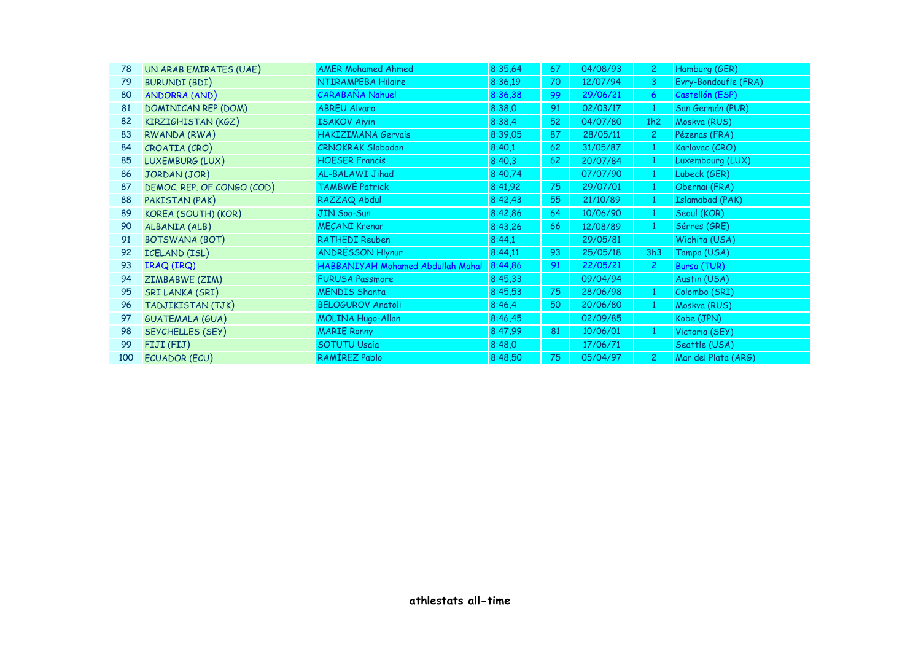| | | | | | | | |
|---|---|---|---|---|---|---|---|
| 78 | UN ARAB EMIRATES (UAE) | AMER Mohamed Ahmed | 8:35,64 | 67 | 04/08/93 | 2 | Hamburg (GER) |
| 79 | BURUNDI (BDI) | NTIRAMPEBA Hilaire | 8:36,19 | 70 | 12/07/94 | 3 | Evry-Bondoufle (FRA) |
| 80 | ANDORRA (AND) | CARABAÑA Nahuel | 8:36,38 | 99 | 29/06/21 | 6 | Castellón (ESP) |
| 81 | DOMINICAN REP (DOM) | ABREU Alvaro | 8:38,0 | 91 | 02/03/17 | 1 | San Germán (PUR) |
| 82 | KIRZIGHISTAN (KGZ) | ISAKOV Aiyin | 8:38,4 | 52 | 04/07/80 | 1h2 | Moskva (RUS) |
| 83 | RWANDA (RWA) | HAKIZIMANA Gervais | 8:39,05 | 87 | 28/05/11 | 2 | Pézenas (FRA) |
| 84 | CROATIA (CRO) | CRNOKRAK Slobodan | 8:40,1 | 62 | 31/05/87 | 1 | Karlovac (CRO) |
| 85 | LUXEMBURG (LUX) | HOESER Francis | 8:40,3 | 62 | 20/07/84 | 1 | Luxembourg (LUX) |
| 86 | JORDAN (JOR) | AL-BALAWI Jihad | 8:40,74 | | 07/07/90 | 1 | Lübeck (GER) |
| 87 | DEMOC. REP. OF CONGO (COD) | TAMBWÉ Patrick | 8:41,92 | 75 | 29/07/01 | 1 | Obernai (FRA) |
| 88 | PAKISTAN (PAK) | RAZZAQ Abdul | 8:42,43 | 55 | 21/10/89 | 1 | Islamabad (PAK) |
| 89 | KOREA (SOUTH) (KOR) | JIN Soo-Sun | 8:42,86 | 64 | 10/06/90 | 1 | Seoul (KOR) |
| 90 | ALBANIA (ALB) | MEÇANI Krenar | 8:43,26 | 66 | 12/08/89 | 1 | Sérres (GRE) |
| 91 | BOTSWANA (BOT) | RATHEDI Reuben | 8:44,1 | | 29/05/81 | | Wichita (USA) |
| 92 | ICELAND (ISL) | ANDRÉSSON Hlynur | 8:44,11 | 93 | 25/05/18 | 3h3 | Tampa (USA) |
| 93 | IRAQ (IRQ) | HABBANIYAH Mohamed Abdullah Mahal | 8:44,86 | 91 | 22/05/21 | 2 | Bursa (TUR) |
| 94 | ZIMBABWE (ZIM) | FURUSA Passmore | 8:45,33 | | 09/04/94 | | Austin (USA) |
| 95 | SRI LANKA (SRI) | MENDIS Shanta | 8:45,53 | 75 | 28/06/98 | 1 | Colombo (SRI) |
| 96 | TADJIKISTAN (TJK) | BELOGUROV Anatoli | 8:46,4 | 50 | 20/06/80 | 1 | Moskva (RUS) |
| 97 | GUATEMALA (GUA) | MOLINA Hugo-Allan | 8:46,45 | | 02/09/85 | | Kobe (JPN) |
| 98 | SEYCHELLES (SEY) | MARIE Ronny | 8:47,99 | 81 | 10/06/01 | 1 | Victoria (SEY) |
| 99 | FIJI (FIJ) | SOTUTU Usaia | 8:48,0 | | 17/06/71 | | Seattle (USA) |
| 100 | ECUADOR (ECU) | RAMÍREZ Pablo | 8:48,50 | 75 | 05/04/97 | 2 | Mar del Plata (ARG) |

**athlestats all-time**